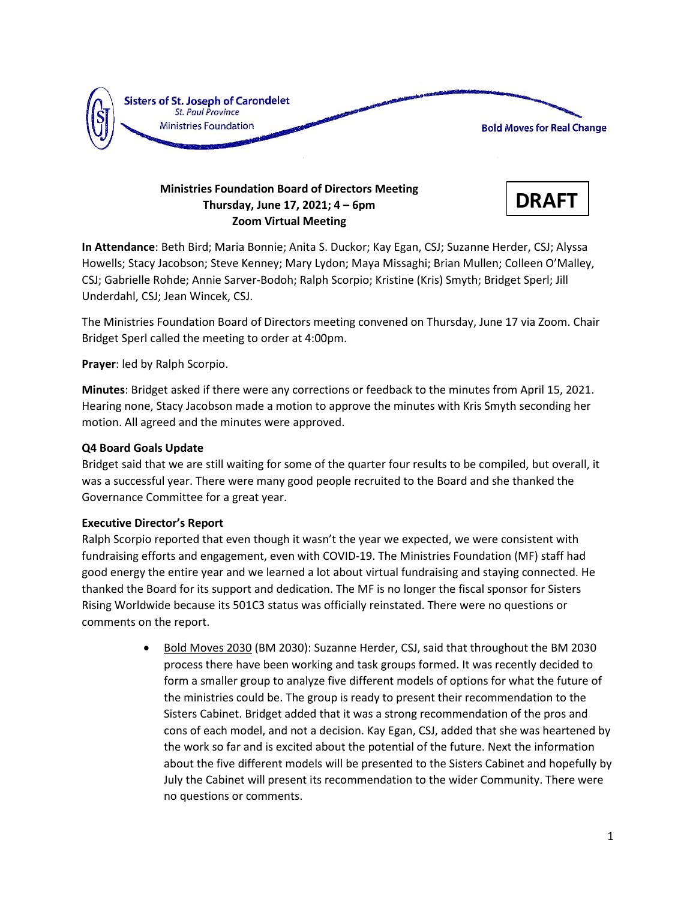Sisters of St. Joseph of Carondelet
St. Paul Province
Ministries Foundation

Bold Moves for Real Change

**Ministries Foundation Board of Directors Meeting**
**Thursday, June 17, 2021; 4 – 6pm**
**Zoom Virtual Meeting**

**DRAFT**

**In Attendance**: Beth Bird; Maria Bonnie; Anita S. Duckor; Kay Egan, CSJ; Suzanne Herder, CSJ; Alyssa Howells; Stacy Jacobson; Steve Kenney; Mary Lydon; Maya Missaghi; Brian Mullen; Colleen O'Malley, CSJ; Gabrielle Rohde; Annie Sarver-Bodoh; Ralph Scorpio; Kristine (Kris) Smyth; Bridget Sperl; Jill Underdahl, CSJ; Jean Wincek, CSJ.

The Ministries Foundation Board of Directors meeting convened on Thursday, June 17 via Zoom. Chair Bridget Sperl called the meeting to order at 4:00pm.

**Prayer**: led by Ralph Scorpio.

**Minutes**: Bridget asked if there were any corrections or feedback to the minutes from April 15, 2021. Hearing none, Stacy Jacobson made a motion to approve the minutes with Kris Smyth seconding her motion. All agreed and the minutes were approved.

**Q4 Board Goals Update**

Bridget said that we are still waiting for some of the quarter four results to be compiled, but overall, it was a successful year. There were many good people recruited to the Board and she thanked the Governance Committee for a great year.

**Executive Director's Report**

Ralph Scorpio reported that even though it wasn't the year we expected, we were consistent with fundraising efforts and engagement, even with COVID-19. The Ministries Foundation (MF) staff had good energy the entire year and we learned a lot about virtual fundraising and staying connected. He thanked the Board for its support and dedication. The MF is no longer the fiscal sponsor for Sisters Rising Worldwide because its 501C3 status was officially reinstated. There were no questions or comments on the report.

- Bold Moves 2030 (BM 2030): Suzanne Herder, CSJ, said that throughout the BM 2030 process there have been working and task groups formed. It was recently decided to form a smaller group to analyze five different models of options for what the future of the ministries could be. The group is ready to present their recommendation to the Sisters Cabinet. Bridget added that it was a strong recommendation of the pros and cons of each model, and not a decision. Kay Egan, CSJ, added that she was heartened by the work so far and is excited about the potential of the future. Next the information about the five different models will be presented to the Sisters Cabinet and hopefully by July the Cabinet will present its recommendation to the wider Community. There were no questions or comments.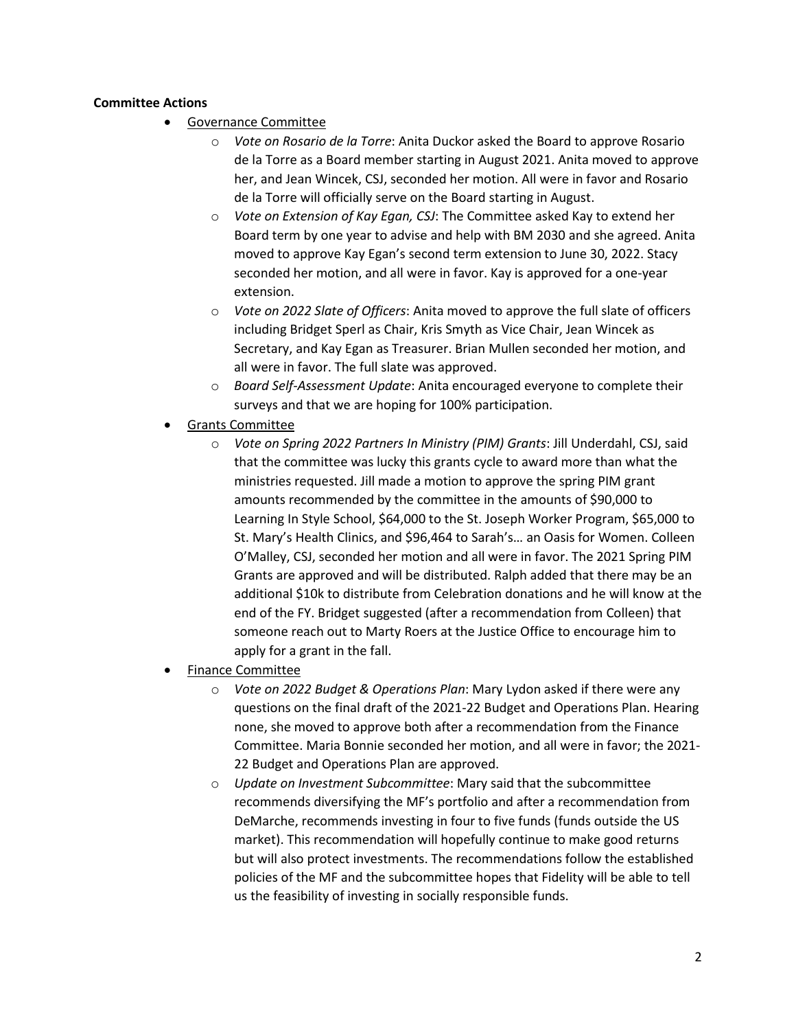**Committee Actions**

- Governance Committee
    - *Vote on Rosario de la Torre*: Anita Duckor asked the Board to approve Rosario de la Torre as a Board member starting in August 2021. Anita moved to approve her, and Jean Wincek, CSJ, seconded her motion. All were in favor and Rosario de la Torre will officially serve on the Board starting in August.
    - *Vote on Extension of Kay Egan, CSJ*: The Committee asked Kay to extend her Board term by one year to advise and help with BM 2030 and she agreed. Anita moved to approve Kay Egan's second term extension to June 30, 2022. Stacy seconded her motion, and all were in favor. Kay is approved for a one-year extension.
    - *Vote on 2022 Slate of Officers*: Anita moved to approve the full slate of officers including Bridget Sperl as Chair, Kris Smyth as Vice Chair, Jean Wincek as Secretary, and Kay Egan as Treasurer. Brian Mullen seconded her motion, and all were in favor. The full slate was approved.
    - *Board Self-Assessment Update*: Anita encouraged everyone to complete their surveys and that we are hoping for 100% participation.
- Grants Committee
    - *Vote on Spring 2022 Partners In Ministry (PIM) Grants*: Jill Underdahl, CSJ, said that the committee was lucky this grants cycle to award more than what the ministries requested. Jill made a motion to approve the spring PIM grant amounts recommended by the committee in the amounts of $90,000 to Learning In Style School, $64,000 to the St. Joseph Worker Program, $65,000 to St. Mary's Health Clinics, and $96,464 to Sarah's… an Oasis for Women. Colleen O'Malley, CSJ, seconded her motion and all were in favor. The 2021 Spring PIM Grants are approved and will be distributed. Ralph added that there may be an additional $10k to distribute from Celebration donations and he will know at the end of the FY. Bridget suggested (after a recommendation from Colleen) that someone reach out to Marty Roers at the Justice Office to encourage him to apply for a grant in the fall.
- Finance Committee
    - *Vote on 2022 Budget & Operations Plan*: Mary Lydon asked if there were any questions on the final draft of the 2021-22 Budget and Operations Plan. Hearing none, she moved to approve both after a recommendation from the Finance Committee. Maria Bonnie seconded her motion, and all were in favor; the 2021-22 Budget and Operations Plan are approved.
    - *Update on Investment Subcommittee*: Mary said that the subcommittee recommends diversifying the MF's portfolio and after a recommendation from DeMarche, recommends investing in four to five funds (funds outside the US market). This recommendation will hopefully continue to make good returns but will also protect investments. The recommendations follow the established policies of the MF and the subcommittee hopes that Fidelity will be able to tell us the feasibility of investing in socially responsible funds.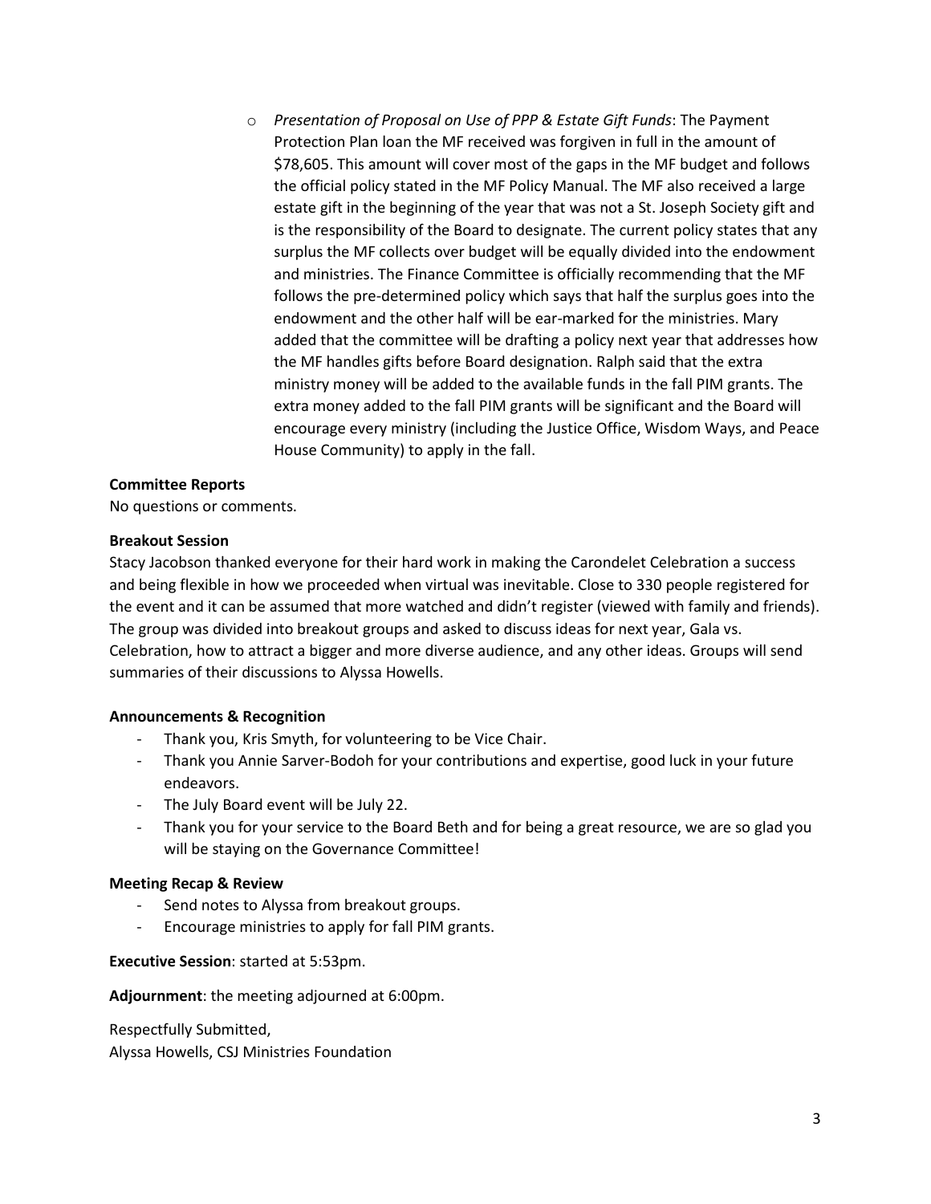- *Presentation of Proposal on Use of PPP & Estate Gift Funds*: The Payment Protection Plan loan the MF received was forgiven in full in the amount of $78,605. This amount will cover most of the gaps in the MF budget and follows the official policy stated in the MF Policy Manual. The MF also received a large estate gift in the beginning of the year that was not a St. Joseph Society gift and is the responsibility of the Board to designate. The current policy states that any surplus the MF collects over budget will be equally divided into the endowment and ministries. The Finance Committee is officially recommending that the MF follows the pre-determined policy which says that half the surplus goes into the endowment and the other half will be ear-marked for the ministries. Mary added that the committee will be drafting a policy next year that addresses how the MF handles gifts before Board designation. Ralph said that the extra ministry money will be added to the available funds in the fall PIM grants. The extra money added to the fall PIM grants will be significant and the Board will encourage every ministry (including the Justice Office, Wisdom Ways, and Peace House Community) to apply in the fall.

**Committee Reports**

No questions or comments.

**Breakout Session**

Stacy Jacobson thanked everyone for their hard work in making the Carondelet Celebration a success and being flexible in how we proceeded when virtual was inevitable. Close to 330 people registered for the event and it can be assumed that more watched and didn't register (viewed with family and friends). The group was divided into breakout groups and asked to discuss ideas for next year, Gala vs. Celebration, how to attract a bigger and more diverse audience, and any other ideas. Groups will send summaries of their discussions to Alyssa Howells.

**Announcements & Recognition**

- Thank you, Kris Smyth, for volunteering to be Vice Chair.
- Thank you Annie Sarver-Bodoh for your contributions and expertise, good luck in your future endeavors.
- The July Board event will be July 22.
- Thank you for your service to the Board Beth and for being a great resource, we are so glad you will be staying on the Governance Committee!

**Meeting Recap & Review**

- Send notes to Alyssa from breakout groups.
- Encourage ministries to apply for fall PIM grants.

**Executive Session**: started at 5:53pm.

**Adjournment**: the meeting adjourned at 6:00pm.

Respectfully Submitted,
Alyssa Howells, CSJ Ministries Foundation